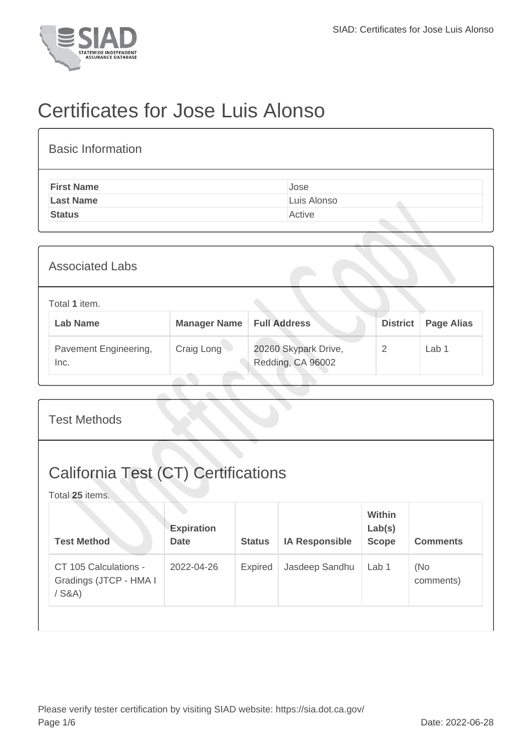# Certificates for Jose Luis Alonso

## Basic Information

| | |
|---|---|
| **First Name** | Jose |
| **Last Name** | Luis Alonso |
| **Status** | Active |

## Associated Labs

Total **1** item.

| Lab Name | Manager Name | Full Address | District | Page Alias |
|---|---|---|---|---|
| Pavement Engineering, Inc. | Craig Long | 20260 Skypark Drive, Redding, CA 96002 | 2 | Lab 1 |

## Test Methods

## California Test (CT) Certifications

Total **25** items.

| Test Method | Expiration Date | Status | IA Responsible | Within Lab(s) Scope | Comments |
|---|---|---|---|---|---|
| CT 105 Calculations - Gradings (JTCP - HMA I / S&A) | 2022-04-26 | Expired | Jasdeep Sandhu | Lab 1 | (No comments) |

Please verify tester certification by visiting SIAD website: https://sia.dot.ca.gov/

Date: 2022-06-28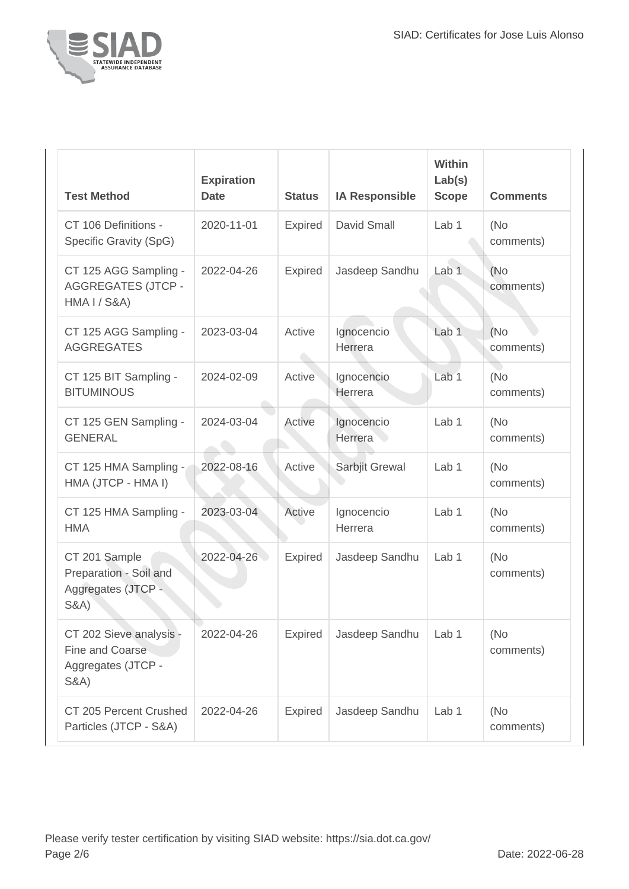| Test Method | Expiration Date | Status | IA Responsible | Within Lab(s) Scope | Comments |
|---|---|---|---|---|---|
| CT 106 Definitions - Specific Gravity (SpG) | 2020-11-01 | Expired | David Small | Lab 1 | (No comments) |
| CT 125 AGG Sampling - AGGREGATES (JTCP - HMA I / S&A) | 2022-04-26 | Expired | Jasdeep Sandhu | Lab 1 | (No comments) |
| CT 125 AGG Sampling - AGGREGATES | 2023-03-04 | Active | Ignocencio Herrera | Lab 1 | (No comments) |
| CT 125 BIT Sampling - BITUMINOUS | 2024-02-09 | Active | Ignocencio Herrera | Lab 1 | (No comments) |
| CT 125 GEN Sampling - GENERAL | 2024-03-04 | Active | Ignocencio Herrera | Lab 1 | (No comments) |
| CT 125 HMA Sampling - HMA (JTCP - HMA I) | 2022-08-16 | Active | Sarbjit Grewal | Lab 1 | (No comments) |
| CT 125 HMA Sampling - HMA | 2023-03-04 | Active | Ignocencio Herrera | Lab 1 | (No comments) |
| CT 201 Sample Preparation - Soil and Aggregates (JTCP - S&A) | 2022-04-26 | Expired | Jasdeep Sandhu | Lab 1 | (No comments) |
| CT 202 Sieve analysis - Fine and Coarse Aggregates (JTCP - S&A) | 2022-04-26 | Expired | Jasdeep Sandhu | Lab 1 | (No comments) |
| CT 205 Percent Crushed Particles (JTCP - S&A) | 2022-04-26 | Expired | Jasdeep Sandhu | Lab 1 | (No comments) |

Please verify tester certification by visiting SIAD website: https://sia.dot.ca.gov/

Date: 2022-06-28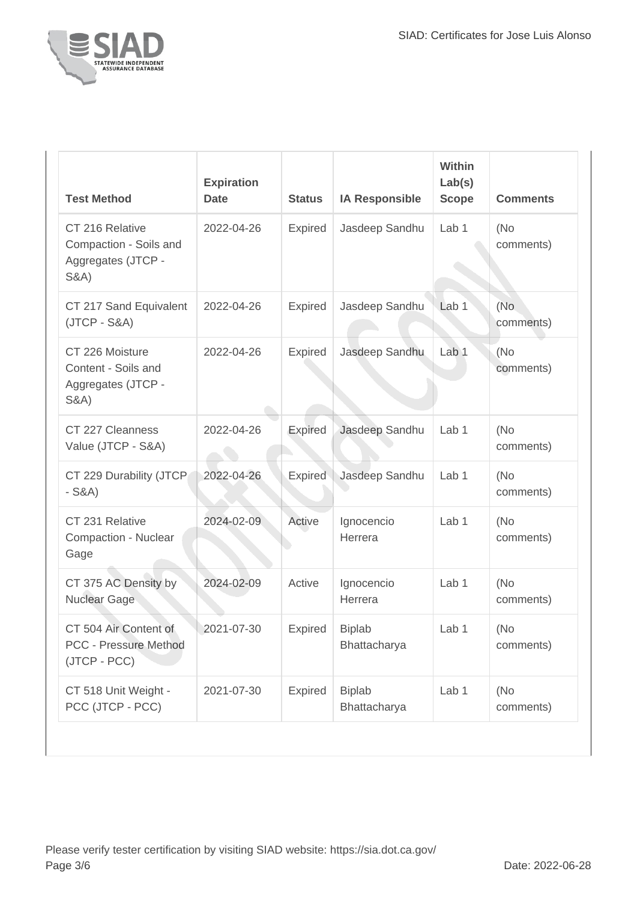| Test Method | Expiration Date | Status | IA Responsible | Within Lab(s) Scope | Comments |
| --- | --- | --- | --- | --- | --- |
| CT 216 Relative Compaction - Soils and Aggregates (JTCP - S&A) | 2022-04-26 | Expired | Jasdeep Sandhu | Lab 1 | (No comments) |
| CT 217 Sand Equivalent (JTCP - S&A) | 2022-04-26 | Expired | Jasdeep Sandhu | Lab 1 | (No comments) |
| CT 226 Moisture Content - Soils and Aggregates (JTCP - S&A) | 2022-04-26 | Expired | Jasdeep Sandhu | Lab 1 | (No comments) |
| CT 227 Cleanness Value (JTCP - S&A) | 2022-04-26 | Expired | Jasdeep Sandhu | Lab 1 | (No comments) |
| CT 229 Durability (JTCP - S&A) | 2022-04-26 | Expired | Jasdeep Sandhu | Lab 1 | (No comments) |
| CT 231 Relative Compaction - Nuclear Gage | 2024-02-09 | Active | Ignocencio Herrera | Lab 1 | (No comments) |
| CT 375 AC Density by Nuclear Gage | 2024-02-09 | Active | Ignocencio Herrera | Lab 1 | (No comments) |
| CT 504 Air Content of PCC - Pressure Method (JTCP - PCC) | 2021-07-30 | Expired | Biplab Bhattacharya | Lab 1 | (No comments) |
| CT 518 Unit Weight - PCC (JTCP - PCC) | 2021-07-30 | Expired | Biplab Bhattacharya | Lab 1 | (No comments) |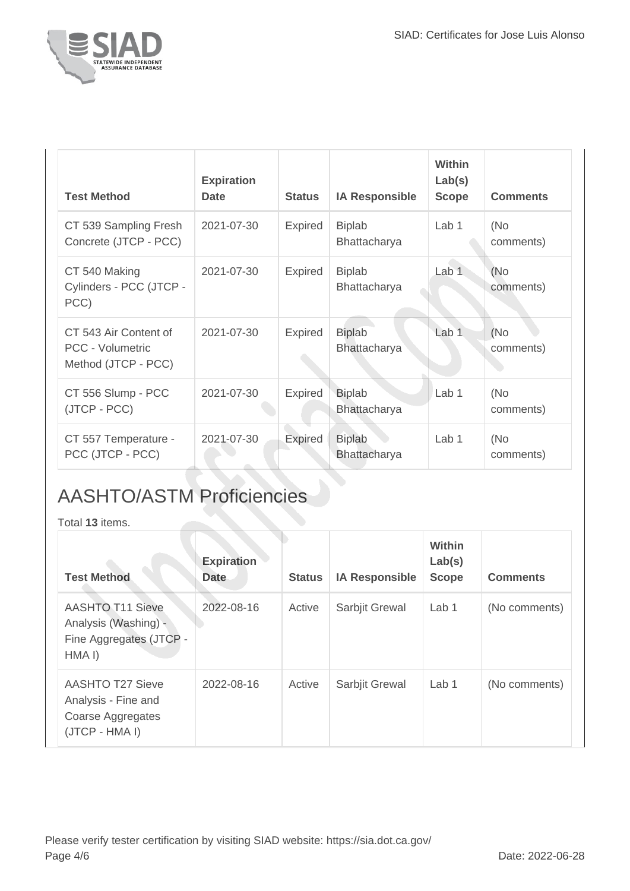| Test Method | Expiration Date | Status | IA Responsible | Within Lab(s) Scope | Comments |
|---|---|---|---|---|---|
| CT 539 Sampling Fresh Concrete (JTCP - PCC) | 2021-07-30 | Expired | Biplab Bhattacharya | Lab 1 | (No comments) |
| CT 540 Making Cylinders - PCC (JTCP - PCC) | 2021-07-30 | Expired | Biplab Bhattacharya | Lab 1 | (No comments) |
| CT 543 Air Content of PCC - Volumetric Method (JTCP - PCC) | 2021-07-30 | Expired | Biplab Bhattacharya | Lab 1 | (No comments) |
| CT 556 Slump - PCC (JTCP - PCC) | 2021-07-30 | Expired | Biplab Bhattacharya | Lab 1 | (No comments) |
| CT 557 Temperature - PCC (JTCP - PCC) | 2021-07-30 | Expired | Biplab Bhattacharya | Lab 1 | (No comments) |

## AASHTO/ASTM Proficiencies

Total **13** items.

| Test Method | Expiration Date | Status | IA Responsible | Within Lab(s) Scope | Comments |
|---|---|---|---|---|---|
| AASHTO T11 Sieve Analysis (Washing) - Fine Aggregates (JTCP - HMA I) | 2022-08-16 | Active | Sarbjit Grewal | Lab 1 | (No comments) |
| AASHTO T27 Sieve Analysis - Fine and Coarse Aggregates (JTCP - HMA I) | 2022-08-16 | Active | Sarbjit Grewal | Lab 1 | (No comments) |

Please verify tester certification by visiting SIAD website: https://sia.dot.ca.gov/

Date: 2022-06-28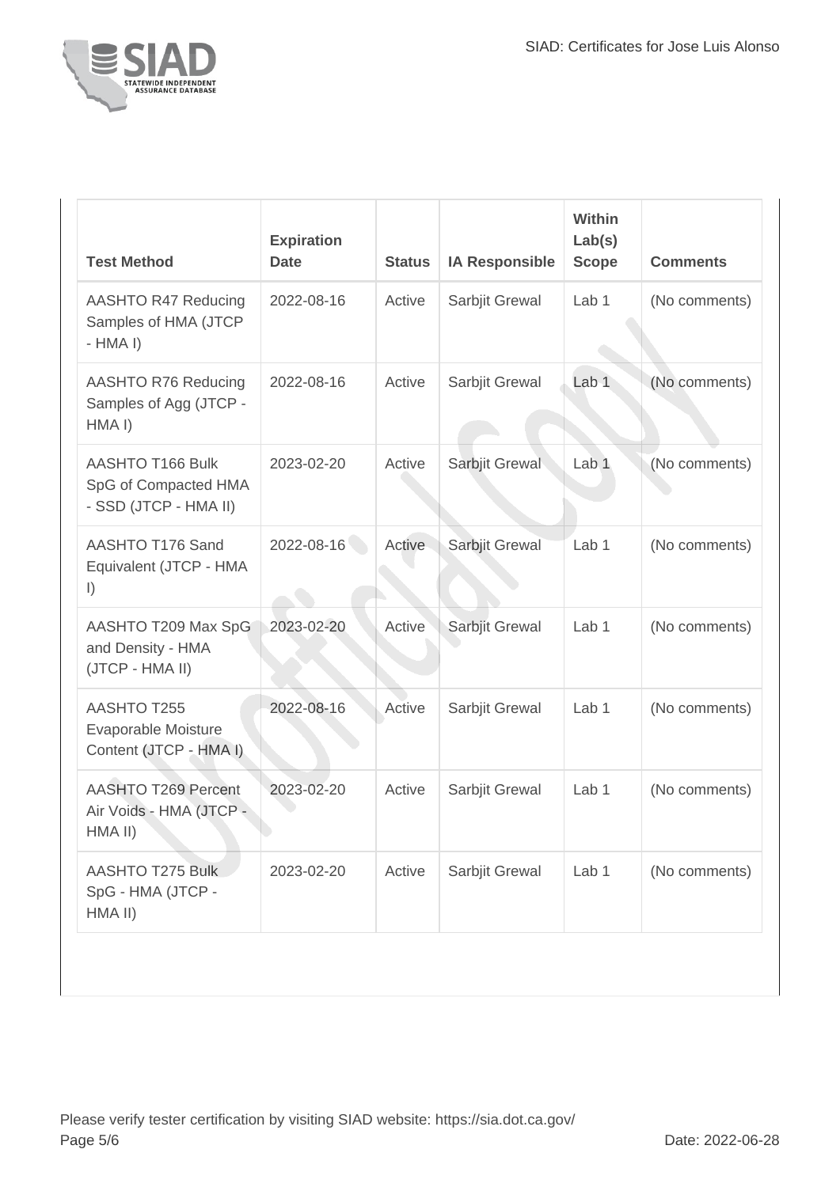| Test Method | Expiration Date | Status | IA Responsible | Within Lab(s) Scope | Comments |
| --- | --- | --- | --- | --- | --- |
| AASHTO R47 Reducing Samples of HMA (JTCP - HMA I) | 2022-08-16 | Active | Sarbjit Grewal | Lab 1 | (No comments) |
| AASHTO R76 Reducing Samples of Agg (JTCP - HMA I) | 2022-08-16 | Active | Sarbjit Grewal | Lab 1 | (No comments) |
| AASHTO T166 Bulk SpG of Compacted HMA - SSD (JTCP - HMA II) | 2023-02-20 | Active | Sarbjit Grewal | Lab 1 | (No comments) |
| AASHTO T176 Sand Equivalent (JTCP - HMA I) | 2022-08-16 | Active | Sarbjit Grewal | Lab 1 | (No comments) |
| AASHTO T209 Max SpG and Density - HMA (JTCP - HMA II) | 2023-02-20 | Active | Sarbjit Grewal | Lab 1 | (No comments) |
| AASHTO T255 Evaporable Moisture Content (JTCP - HMA I) | 2022-08-16 | Active | Sarbjit Grewal | Lab 1 | (No comments) |
| AASHTO T269 Percent Air Voids - HMA (JTCP - HMA II) | 2023-02-20 | Active | Sarbjit Grewal | Lab 1 | (No comments) |
| AASHTO T275 Bulk SpG - HMA (JTCP - HMA II) | 2023-02-20 | Active | Sarbjit Grewal | Lab 1 | (No comments) |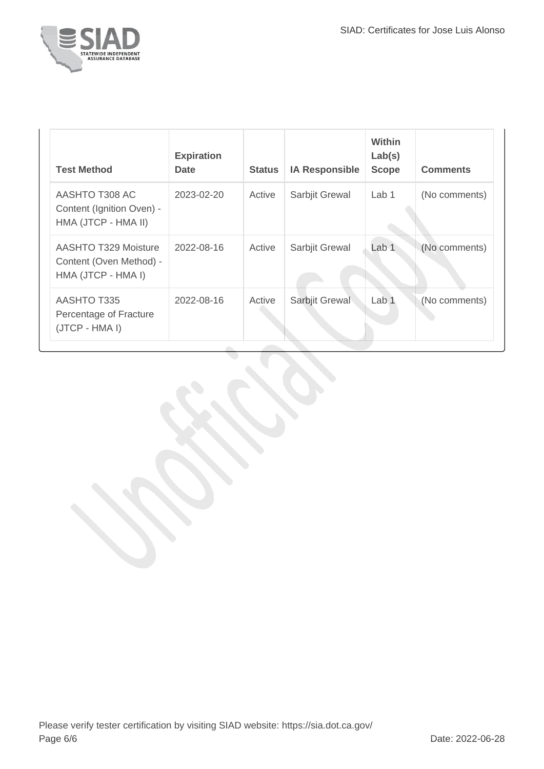| Test Method | Expiration Date | Status | IA Responsible | Within Lab(s) Scope | Comments |
|---|---|---|---|---|---|
| AASHTO T308 AC Content (Ignition Oven) - HMA (JTCP - HMA II) | 2023-02-20 | Active | Sarbjit Grewal | Lab 1 | (No comments) |
| AASHTO T329 Moisture Content (Oven Method) - HMA (JTCP - HMA I) | 2022-08-16 | Active | Sarbjit Grewal | Lab 1 | (No comments) |
| AASHTO T335 Percentage of Fracture (JTCP - HMA I) | 2022-08-16 | Active | Sarbjit Grewal | Lab 1 | (No comments) |

Please verify tester certification by visiting SIAD website: https://sia.dot.ca.gov/

Date: 2022-06-28